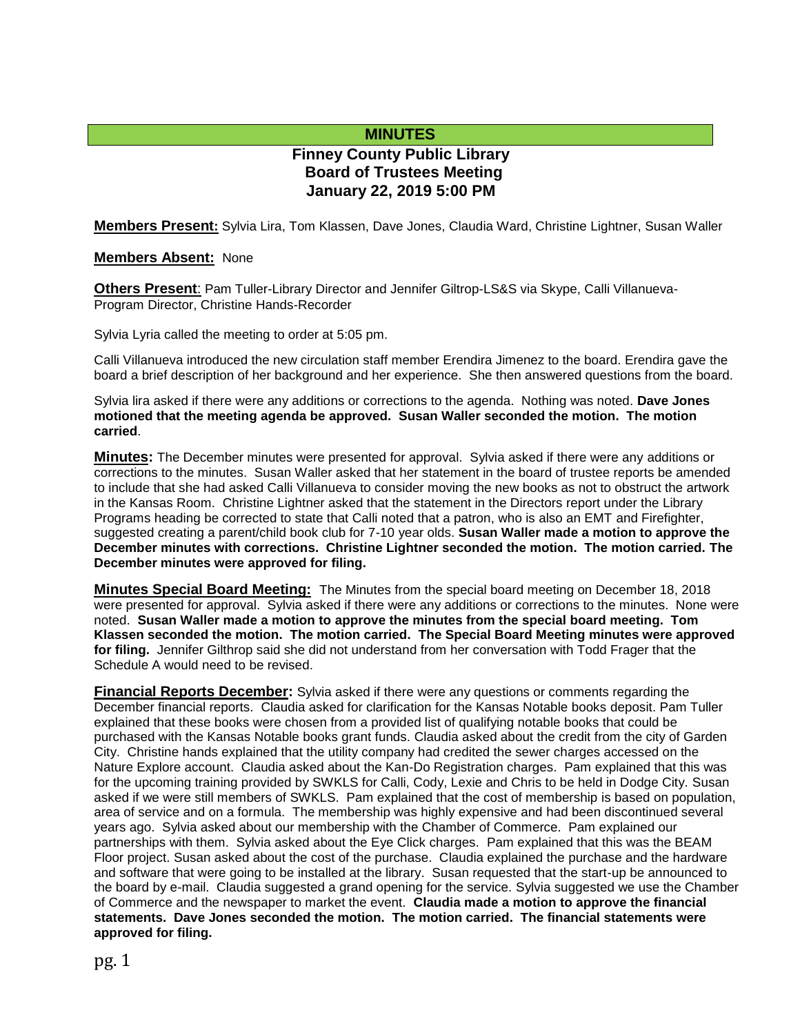# MINUTES

## Finney County Public Library Board of Trustees Meeting January 22, 2019 5:00 PM

**Members Present:** Sylvia Lira, Tom Klassen, Dave Jones, Claudia Ward, Christine Lightner, Susan Waller

**Members Absent:** None

**Others Present**: Pam Tuller-Library Director and Jennifer Giltrop-LS&S via Skype, Calli Villanueva-Program Director, Christine Hands-Recorder

Sylvia Lyria called the meeting to order at 5:05 pm.

Calli Villanueva introduced the new circulation staff member Erendira Jimenez to the board. Erendira gave the board a brief description of her background and her experience. She then answered questions from the board.

Sylvia lira asked if there were any additions or corrections to the agenda. Nothing was noted. **Dave Jones motioned that the meeting agenda be approved. Susan Waller seconded the motion. The motion carried**.

**Minutes:** The December minutes were presented for approval. Sylvia asked if there were any additions or corrections to the minutes. Susan Waller asked that her statement in the board of trustee reports be amended to include that she had asked Calli Villanueva to consider moving the new books as not to obstruct the artwork in the Kansas Room. Christine Lightner asked that the statement in the Directors report under the Library Programs heading be corrected to state that Calli noted that a patron, who is also an EMT and Firefighter, suggested creating a parent/child book club for 7-10 year olds. **Susan Waller made a motion to approve the December minutes with corrections. Christine Lightner seconded the motion. The motion carried. The December minutes were approved for filing.**

**Minutes Special Board Meeting:** The Minutes from the special board meeting on December 18, 2018 were presented for approval. Sylvia asked if there were any additions or corrections to the minutes. None were noted. **Susan Waller made a motion to approve the minutes from the special board meeting. Tom Klassen seconded the motion. The motion carried. The Special Board Meeting minutes were approved for filing.** Jennifer Gilthrop said she did not understand from her conversation with Todd Frager that the Schedule A would need to be revised.

**Financial Reports December:** Sylvia asked if there were any questions or comments regarding the December financial reports. Claudia asked for clarification for the Kansas Notable books deposit. Pam Tuller explained that these books were chosen from a provided list of qualifying notable books that could be purchased with the Kansas Notable books grant funds. Claudia asked about the credit from the city of Garden City. Christine hands explained that the utility company had credited the sewer charges accessed on the Nature Explore account. Claudia asked about the Kan-Do Registration charges. Pam explained that this was for the upcoming training provided by SWKLS for Calli, Cody, Lexie and Chris to be held in Dodge City. Susan asked if we were still members of SWKLS. Pam explained that the cost of membership is based on population, area of service and on a formula. The membership was highly expensive and had been discontinued several years ago. Sylvia asked about our membership with the Chamber of Commerce. Pam explained our partnerships with them. Sylvia asked about the Eye Click charges. Pam explained that this was the BEAM Floor project. Susan asked about the cost of the purchase. Claudia explained the purchase and the hardware and software that were going to be installed at the library. Susan requested that the start-up be announced to the board by e-mail. Claudia suggested a grand opening for the service. Sylvia suggested we use the Chamber of Commerce and the newspaper to market the event. **Claudia made a motion to approve the financial statements. Dave Jones seconded the motion. The motion carried. The financial statements were approved for filing.**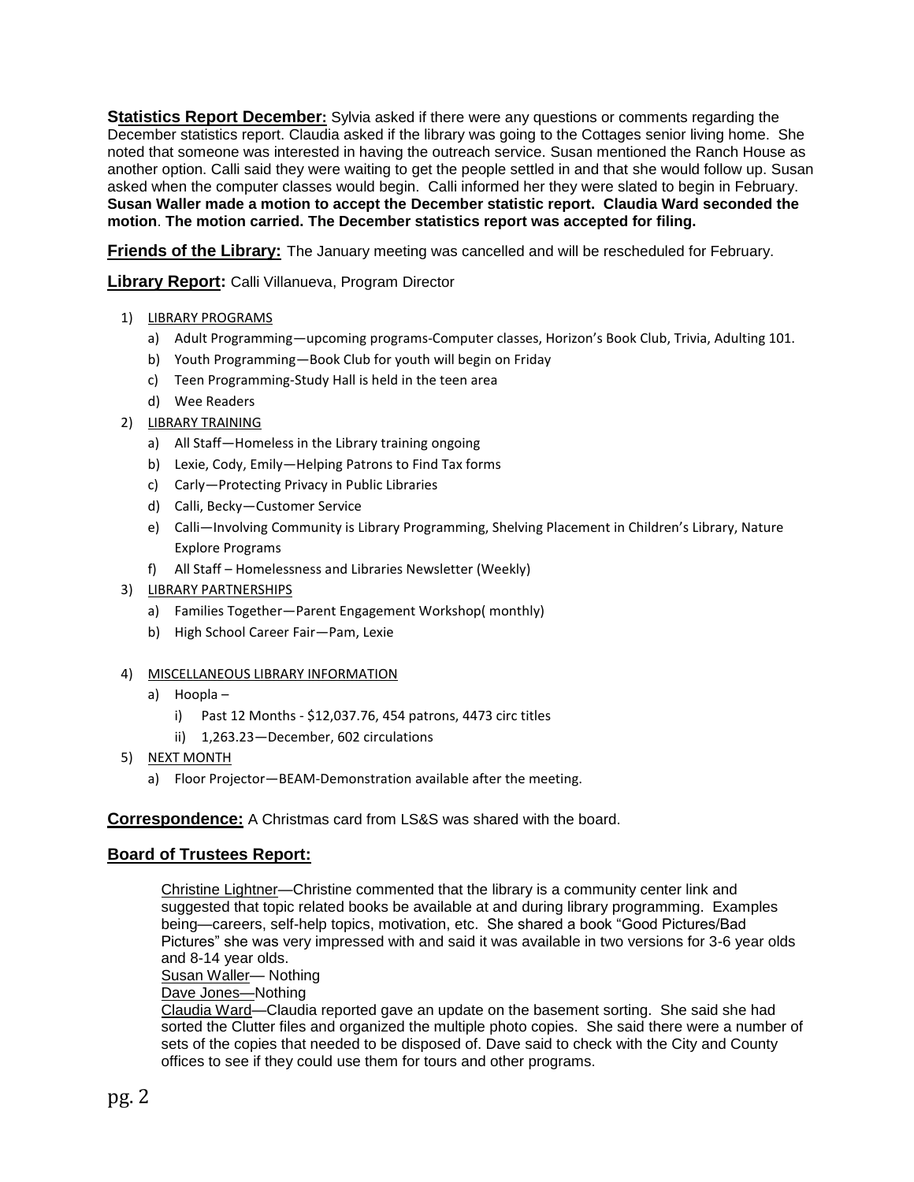**Statistics Report December:** Sylvia asked if there were any questions or comments regarding the December statistics report. Claudia asked if the library was going to the Cottages senior living home. She noted that someone was interested in having the outreach service. Susan mentioned the Ranch House as another option. Calli said they were waiting to get the people settled in and that she would follow up. Susan asked when the computer classes would begin. Calli informed her they were slated to begin in February. **Susan Waller made a motion to accept the December statistic report. Claudia Ward seconded the motion**. **The motion carried. The December statistics report was accepted for filing.**

**Friends of the Library:** The January meeting was cancelled and will be rescheduled for February.

**Library Report:** Calli Villanueva, Program Director

1) LIBRARY PROGRAMS
   a) Adult Programming—upcoming programs-Computer classes, Horizon's Book Club, Trivia, Adulting 101.
   b) Youth Programming—Book Club for youth will begin on Friday
   c) Teen Programming-Study Hall is held in the teen area
   d) Wee Readers
2) LIBRARY TRAINING
   a) All Staff—Homeless in the Library training ongoing
   b) Lexie, Cody, Emily—Helping Patrons to Find Tax forms
   c) Carly—Protecting Privacy in Public Libraries
   d) Calli, Becky—Customer Service
   e) Calli—Involving Community is Library Programming, Shelving Placement in Children's Library, Nature Explore Programs
   f) All Staff – Homelessness and Libraries Newsletter (Weekly)
3) LIBRARY PARTNERSHIPS
   a) Families Together—Parent Engagement Workshop( monthly)
   b) High School Career Fair—Pam, Lexie
4) MISCELLANEOUS LIBRARY INFORMATION
   a) Hoopla –
      i) Past 12 Months - $12,037.76, 454 patrons, 4473 circ titles
      ii) 1,263.23—December, 602 circulations
5) NEXT MONTH
   a) Floor Projector—BEAM-Demonstration available after the meeting.

**Correspondence:** A Christmas card from LS&S was shared with the board.

**Board of Trustees Report:**

Christine Lightner—Christine commented that the library is a community center link and suggested that topic related books be available at and during library programming. Examples being—careers, self-help topics, motivation, etc. She shared a book "Good Pictures/Bad Pictures" she was very impressed with and said it was available in two versions for 3-6 year olds and 8-14 year olds.

Susan Waller— Nothing

Dave Jones—Nothing

Claudia Ward—Claudia reported gave an update on the basement sorting. She said she had sorted the Clutter files and organized the multiple photo copies. She said there were a number of sets of the copies that needed to be disposed of. Dave said to check with the City and County offices to see if they could use them for tours and other programs.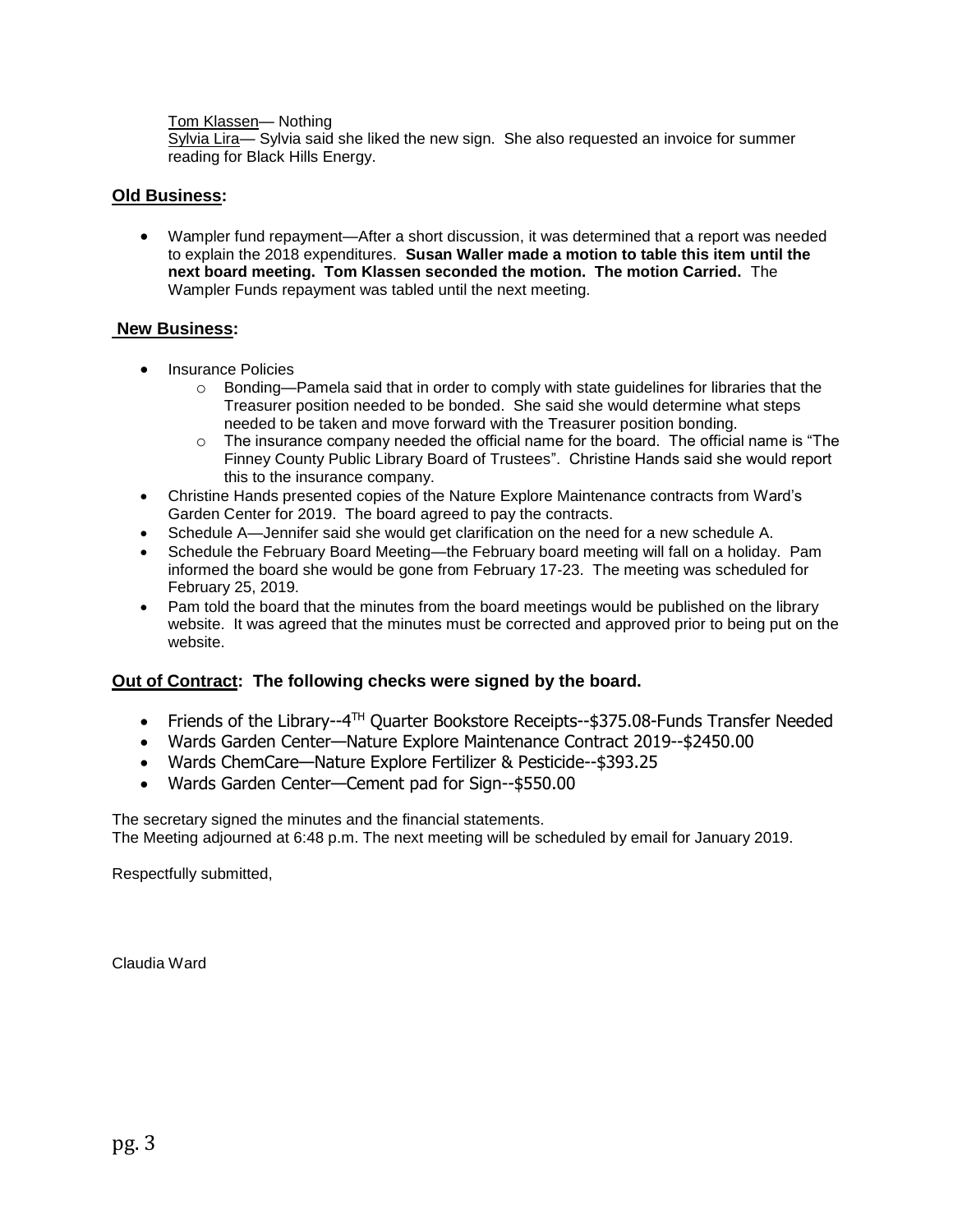Tom Klassen— Nothing
Sylvia Lira— Sylvia said she liked the new sign. She also requested an invoice for summer reading for Black Hills Energy.

## Old Business:

- Wampler fund repayment—After a short discussion, it was determined that a report was needed to explain the 2018 expenditures. **Susan Waller made a motion to table this item until the next board meeting. Tom Klassen seconded the motion. The motion Carried.** The Wampler Funds repayment was tabled until the next meeting.

## New Business:

- Insurance Policies
  - Bonding—Pamela said that in order to comply with state guidelines for libraries that the Treasurer position needed to be bonded. She said she would determine what steps needed to be taken and move forward with the Treasurer position bonding.
  - The insurance company needed the official name for the board. The official name is "The Finney County Public Library Board of Trustees". Christine Hands said she would report this to the insurance company.
- Christine Hands presented copies of the Nature Explore Maintenance contracts from Ward's Garden Center for 2019. The board agreed to pay the contracts.
- Schedule A—Jennifer said she would get clarification on the need for a new schedule A.
- Schedule the February Board Meeting—the February board meeting will fall on a holiday. Pam informed the board she would be gone from February 17-23. The meeting was scheduled for February 25, 2019.
- Pam told the board that the minutes from the board meetings would be published on the library website. It was agreed that the minutes must be corrected and approved prior to being put on the website.

## Out of Contract: The following checks were signed by the board.

- Friends of the Library--4TH Quarter Bookstore Receipts--$375.08-Funds Transfer Needed
- Wards Garden Center—Nature Explore Maintenance Contract 2019--$2450.00
- Wards ChemCare—Nature Explore Fertilizer & Pesticide--$393.25
- Wards Garden Center—Cement pad for Sign--$550.00

The secretary signed the minutes and the financial statements.
The Meeting adjourned at 6:48 p.m. The next meeting will be scheduled by email for January 2019.

Respectfully submitted,

Claudia Ward